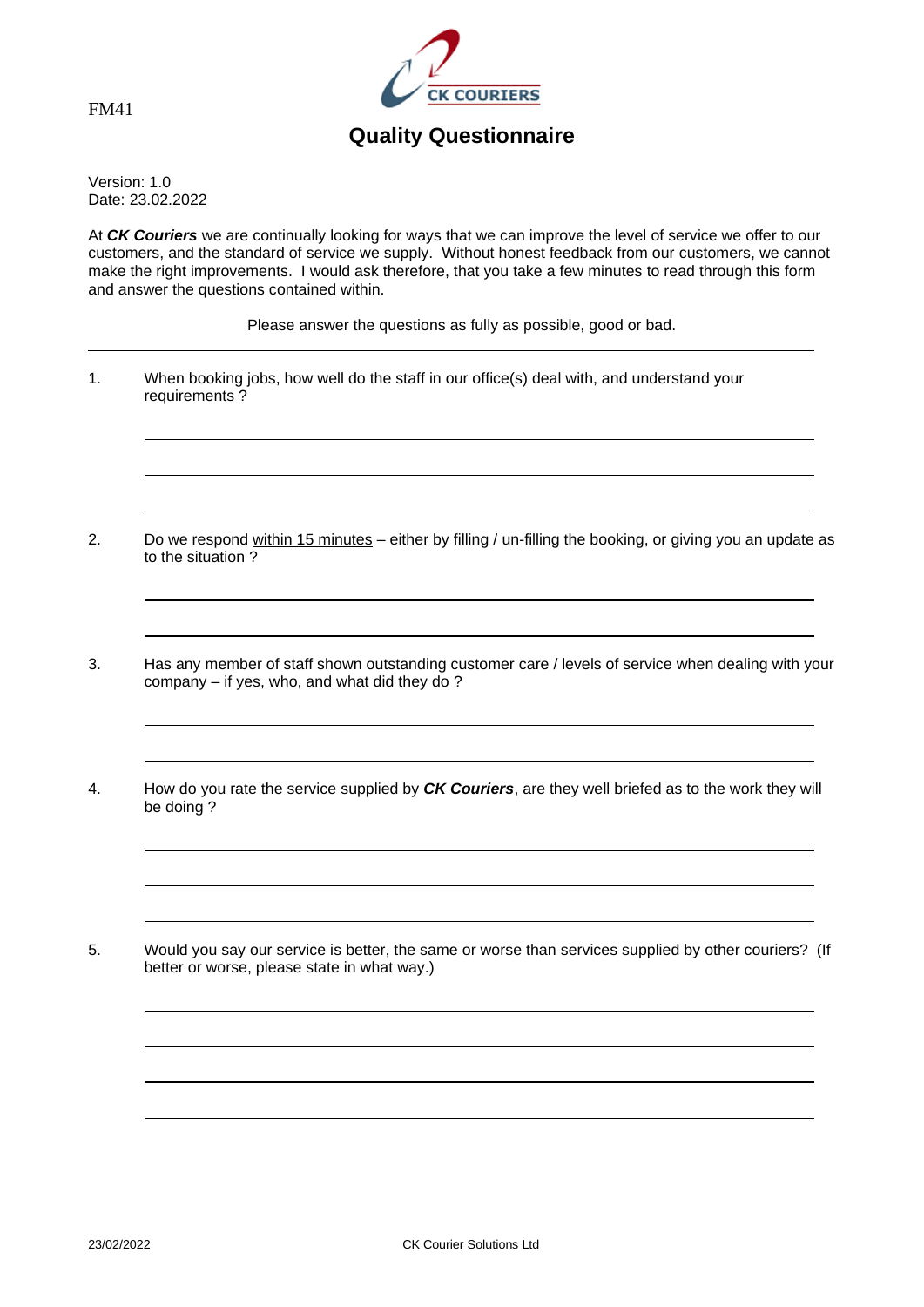FM41

CK COURIERS

# Quality Questionnaire

Version: 1.0
Date: 23.02.2022

At ***CK Couriers*** we are continually looking for ways that we can improve the level of service we offer to our customers, and the standard of service we supply. Without honest feedback from our customers, we cannot make the right improvements. I would ask therefore, that you take a few minutes to read through this form and answer the questions contained within.

Please answer the questions as fully as possible, good or bad.

---

1. When booking jobs, how well do the staff in our office(s) deal with, and understand your requirements ?

2. Do we respond <u>within 15 minutes</u> – either by filling / un-filling the booking, or giving you an update as to the situation ?

3. Has any member of staff shown outstanding customer care / levels of service when dealing with your company – if yes, who, and what did they do ?

4. How do you rate the service supplied by ***CK Couriers***, are they well briefed as to the work they will be doing ?

5. Would you say our service is better, the same or worse than services supplied by other couriers? (If better or worse, please state in what way.)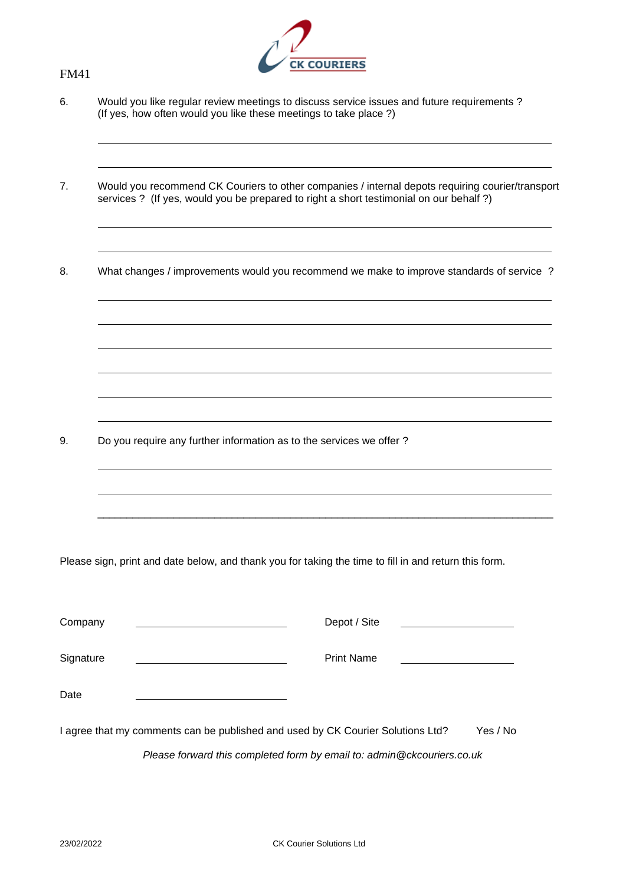FM41

6. Would you like regular review meetings to discuss service issues and future requirements ? (If yes, how often would you like these meetings to take place ?)

7. Would you recommend CK Couriers to other companies / internal depots requiring courier/transport services ? (If yes, would you be prepared to right a short testimonial on our behalf ?)

8. What changes / improvements would you recommend we make to improve standards of service ?

9. Do you require any further information as to the services we offer ?

Please sign, print and date below, and thank you for taking the time to fill in and return this form.

Company ____________________ Depot / Site ____________________

Signature ____________________ Print Name ____________________

Date ____________________

I agree that my comments can be published and used by CK Courier Solutions Ltd? Yes / No

*Please forward this completed form by email to: admin@ckcouriers.co.uk*

23/02/2022 CK Courier Solutions Ltd